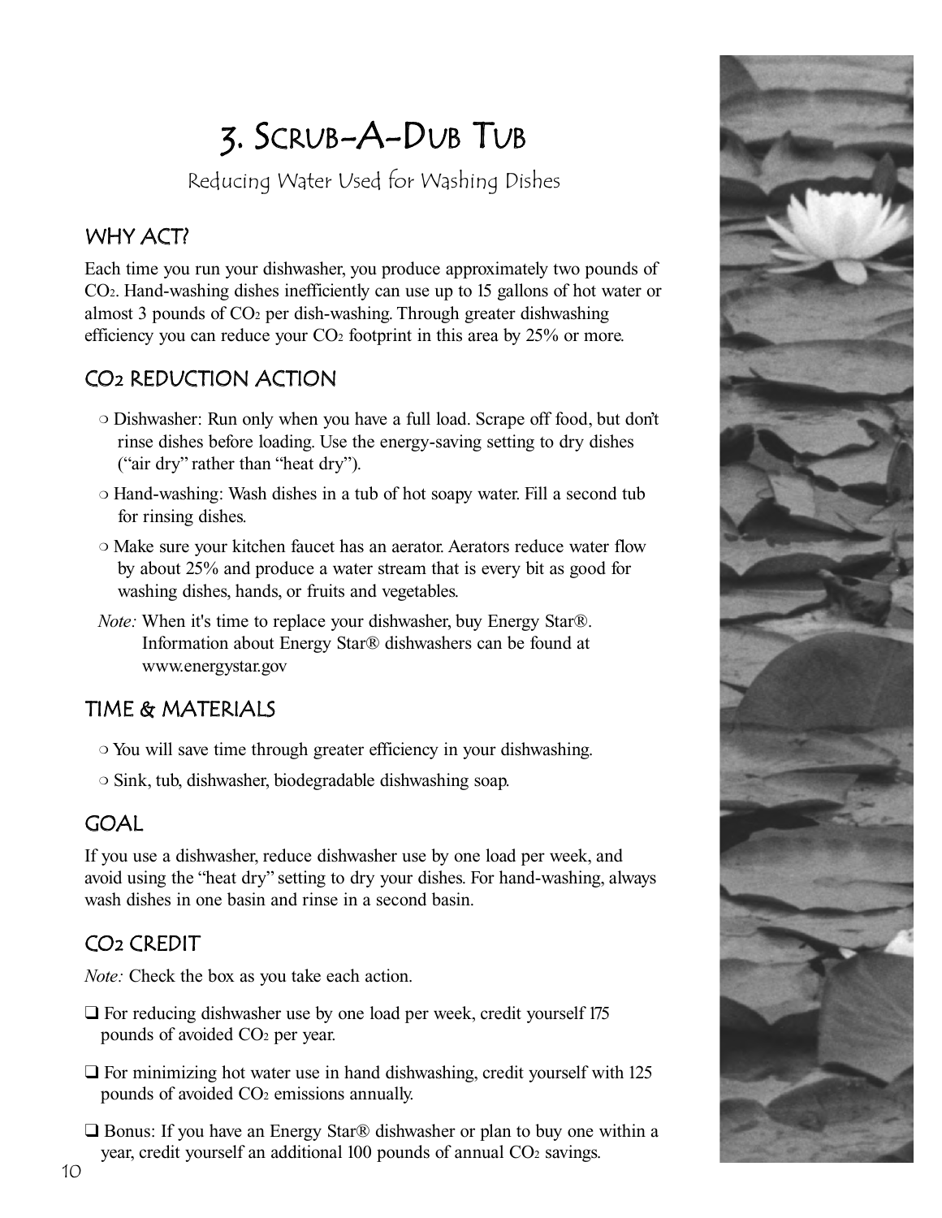# 3. Scrub-A-Dub Tub

Reducing Water Used for Washing Dishes

## WHY ACT?

Each time you run your dishwasher, you produce approximately two pounds of $CO_2$. Hand-washing dishes inefficiently can use up to 15 gallons of hot water or almost 3 pounds of $CO_2$ per dish-washing. Through greater dishwashing efficiency you can reduce your $CO_2$ footprint in this area by 25% or more.

## $CO_2$ REDUCTION ACTION

- Dishwasher: Run only when you have a full load. Scrape off food, but don't rinse dishes before loading. Use the energy-saving setting to dry dishes ("air dry" rather than "heat dry").
- Hand-washing: Wash dishes in a tub of hot soapy water. Fill a second tub for rinsing dishes.
- Make sure your kitchen faucet has an aerator. Aerators reduce water flow by about 25% and produce a water stream that is every bit as good for washing dishes, hands, or fruits and vegetables.

*Note:* When it's time to replace your dishwasher, buy Energy Star®. Information about Energy Star® dishwashers can be found at www.energystar.gov

## TIME & MATERIALS

- You will save time through greater efficiency in your dishwashing.
- Sink, tub, dishwasher, biodegradable dishwashing soap.

## GOAL

If you use a dishwasher, reduce dishwasher use by one load per week, and avoid using the "heat dry" setting to dry your dishes. For hand-washing, always wash dishes in one basin and rinse in a second basin.

## $CO_2$ CREDIT

*Note:* Check the box as you take each action.

- ❑ For reducing dishwasher use by one load per week, credit yourself 175 pounds of avoided $CO_2$ per year.
- ❑ For minimizing hot water use in hand dishwashing, credit yourself with 125 pounds of avoided $CO_2$ emissions annually.
- ❑ Bonus: If you have an Energy Star® dishwasher or plan to buy one within a year, credit yourself an additional 100 pounds of annual $CO_2$ savings.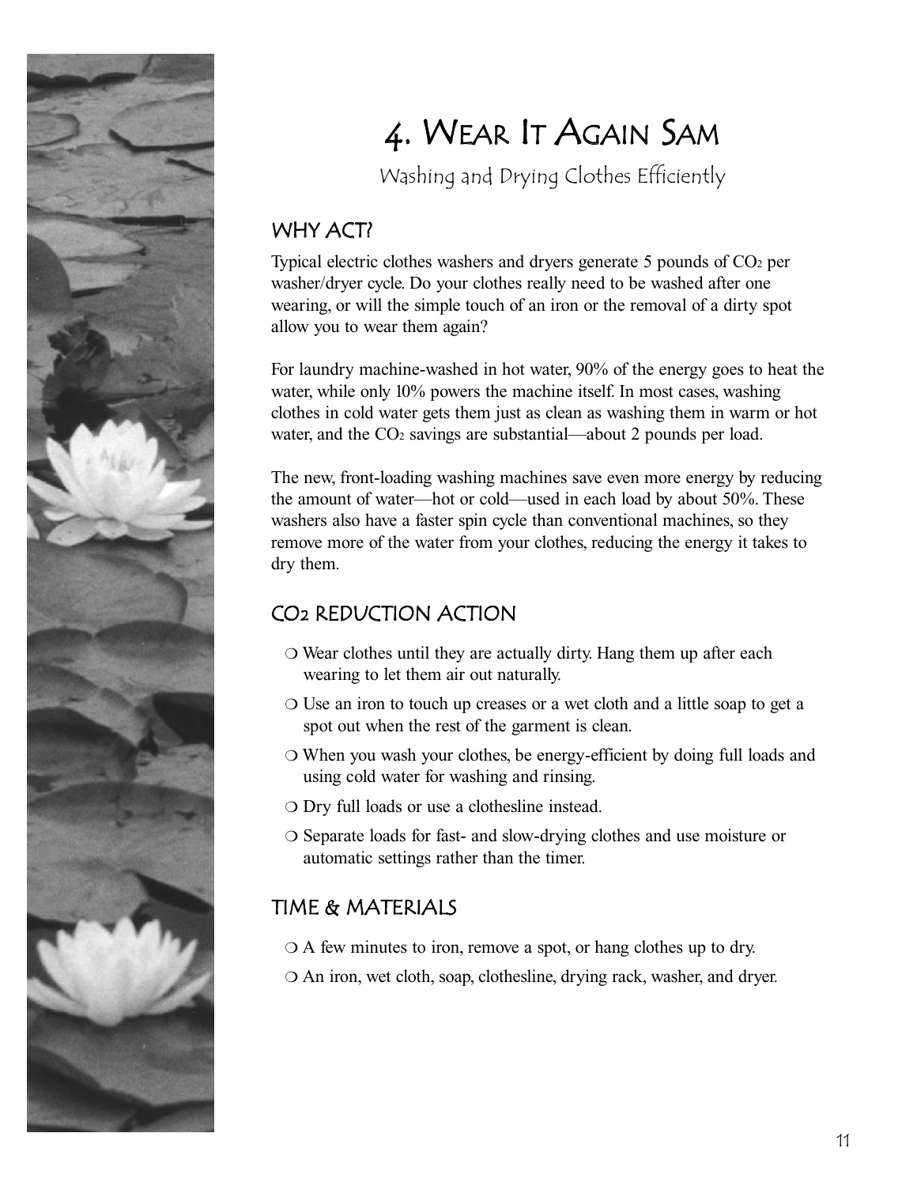# 4. Wear It Again Sam

Washing and Drying Clothes Efficiently

## WHY ACT?

Typical electric clothes washers and dryers generate 5 pounds of $CO_2$ per washer/dryer cycle. Do your clothes really need to be washed after one wearing, or will the simple touch of an iron or the removal of a dirty spot allow you to wear them again?

For laundry machine-washed in hot water, 90% of the energy goes to heat the water, while only 10% powers the machine itself. In most cases, washing clothes in cold water gets them just as clean as washing them in warm or hot water, and the $CO_2$ savings are substantial—about 2 pounds per load.

The new, front-loading washing machines save even more energy by reducing the amount of water—hot or cold—used in each load by about 50%. These washers also have a faster spin cycle than conventional machines, so they remove more of the water from your clothes, reducing the energy it takes to dry them.

## $CO_2$ REDUCTION ACTION

- ❍ Wear clothes until they are actually dirty. Hang them up after each wearing to let them air out naturally.
- ❍ Use an iron to touch up creases or a wet cloth and a little soap to get a spot out when the rest of the garment is clean.
- ❍ When you wash your clothes, be energy-efficient by doing full loads and using cold water for washing and rinsing.
- ❍ Dry full loads or use a clothesline instead.
- ❍ Separate loads for fast- and slow-drying clothes and use moisture or automatic settings rather than the timer.

## TIME & MATERIALS

- ❍ A few minutes to iron, remove a spot, or hang clothes up to dry.
- ❍ An iron, wet cloth, soap, clothesline, drying rack, washer, and dryer.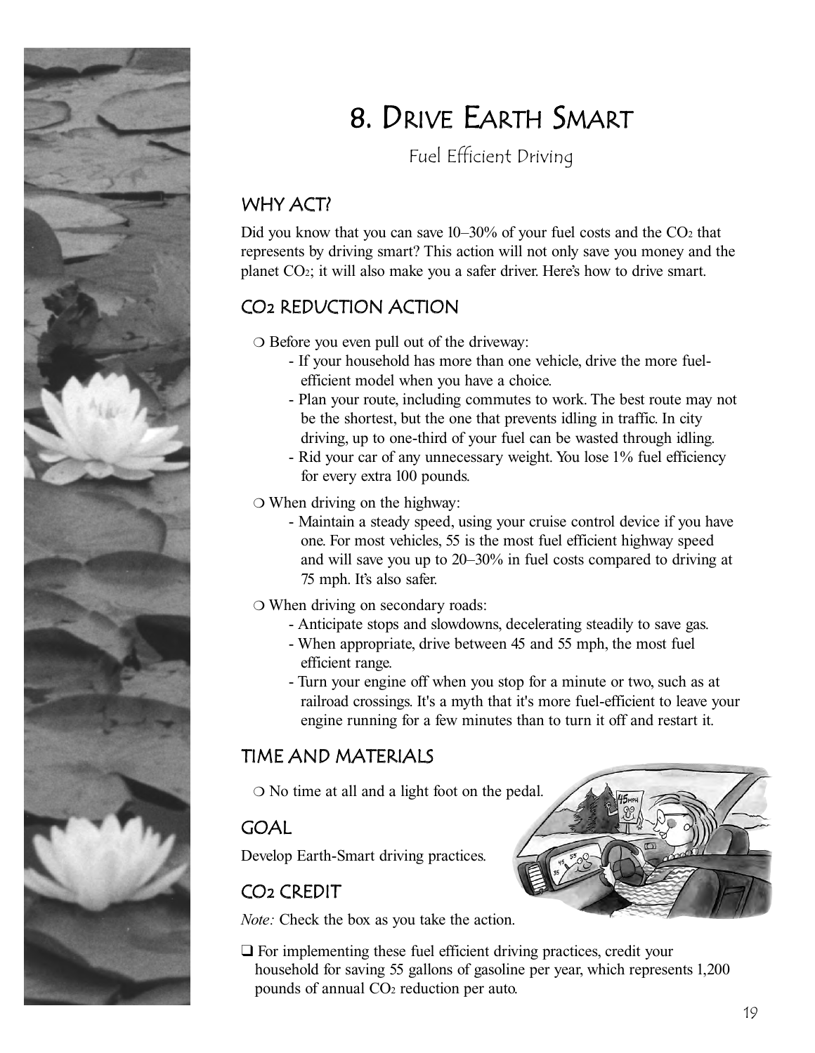# 8. Drive Earth Smart

Fuel Efficient Driving

## WHY ACT?

Did you know that you can save 10–30% of your fuel costs and the $CO_2$ that represents by driving smart? This action will not only save you money and the planet $CO_2$; it will also make you a safer driver. Here's how to drive smart.

## $CO_2$ REDUCTION ACTION

❍ Before you even pull out of the driveway:
- If your household has more than one vehicle, drive the more fuel-efficient model when you have a choice.
- Plan your route, including commutes to work. The best route may not be the shortest, but the one that prevents idling in traffic. In city driving, up to one-third of your fuel can be wasted through idling.
- Rid your car of any unnecessary weight. You lose 1% fuel efficiency for every extra 100 pounds.

❍ When driving on the highway:
- Maintain a steady speed, using your cruise control device if you have one. For most vehicles, 55 is the most fuel efficient highway speed and will save you up to 20–30% in fuel costs compared to driving at 75 mph. It's also safer.

❍ When driving on secondary roads:
- Anticipate stops and slowdowns, decelerating steadily to save gas.
- When appropriate, drive between 45 and 55 mph, the most fuel efficient range.
- Turn your engine off when you stop for a minute or two, such as at railroad crossings. It's a myth that it's more fuel-efficient to leave your engine running for a few minutes than to turn it off and restart it.

## TIME AND MATERIALS

❍ No time at all and a light foot on the pedal.

## GOAL

Develop Earth-Smart driving practices.

## $CO_2$ CREDIT

*Note:* Check the box as you take the action.

❑ For implementing these fuel efficient driving practices, credit your household for saving 55 gallons of gasoline per year, which represents 1,200 pounds of annual $CO_2$ reduction per auto.